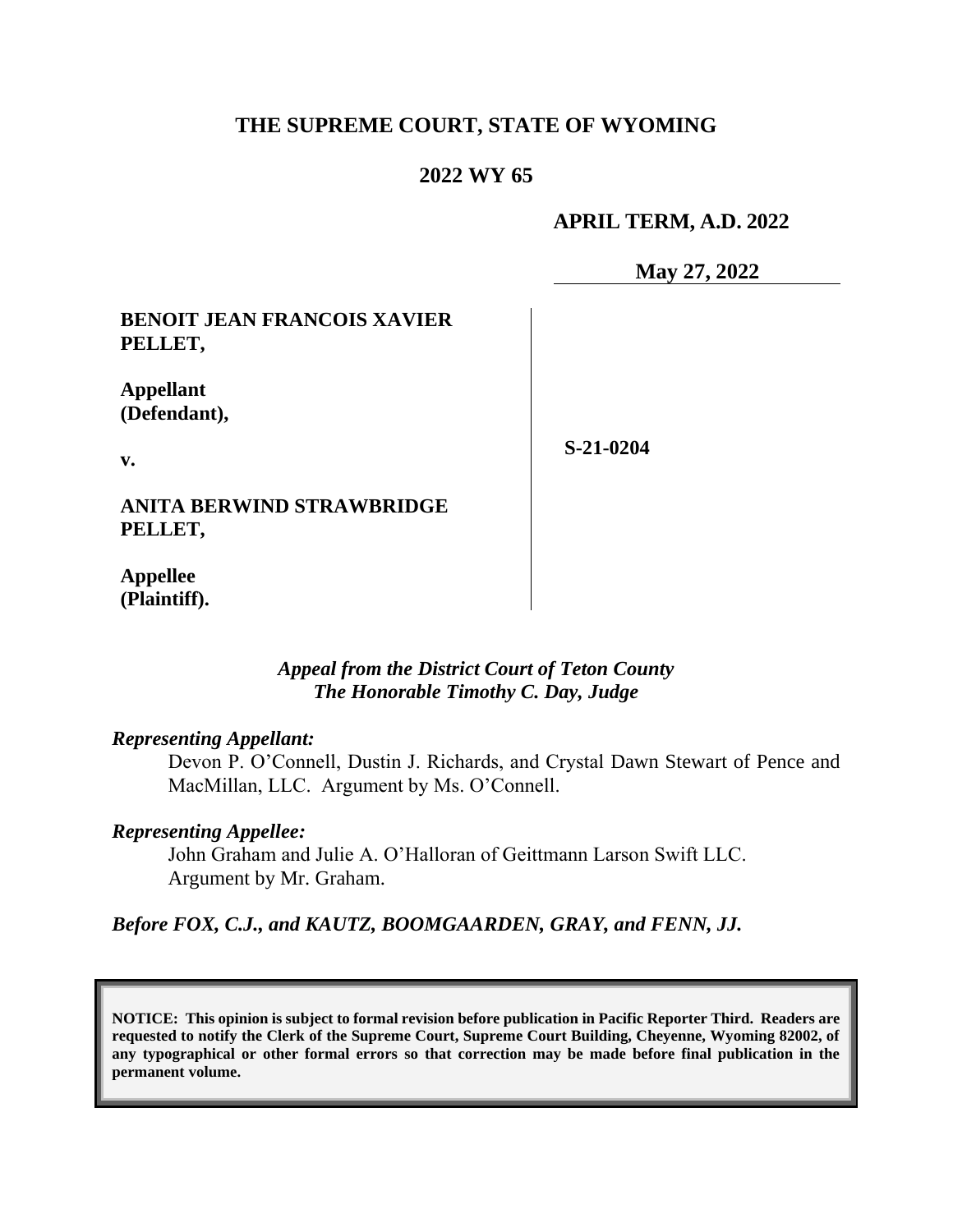# THE SUPREME COURT, STATE OF WYOMING

## 2022 WY 65

**APRIL TERM, A.D. 2022**

**May 27, 2022**

| | |
|---|---|
| **BENOIT JEAN FRANCOIS XAVIER PELLET,**<br><br>**Appellant (Defendant),**<br><br>**v.**<br><br>**ANITA BERWIND STRAWBRIDGE PELLET,**<br><br>**Appellee (Plaintiff).** | **S-21-0204** |

*Appeal from the District Court of Teton County*
*The Honorable Timothy C. Day, Judge*

***Representing Appellant:***

Devon P. O'Connell, Dustin J. Richards, and Crystal Dawn Stewart of Pence and MacMillan, LLC. Argument by Ms. O'Connell.

***Representing Appellee:***

John Graham and Julie A. O'Halloran of Geittmann Larson Swift LLC. Argument by Mr. Graham.

***Before FOX, C.J., and KAUTZ, BOOMGAARDEN, GRAY, and FENN, JJ.***

**NOTICE: This opinion is subject to formal revision before publication in Pacific Reporter Third. Readers are requested to notify the Clerk of the Supreme Court, Supreme Court Building, Cheyenne, Wyoming 82002, of any typographical or other formal errors so that correction may be made before final publication in the permanent volume.**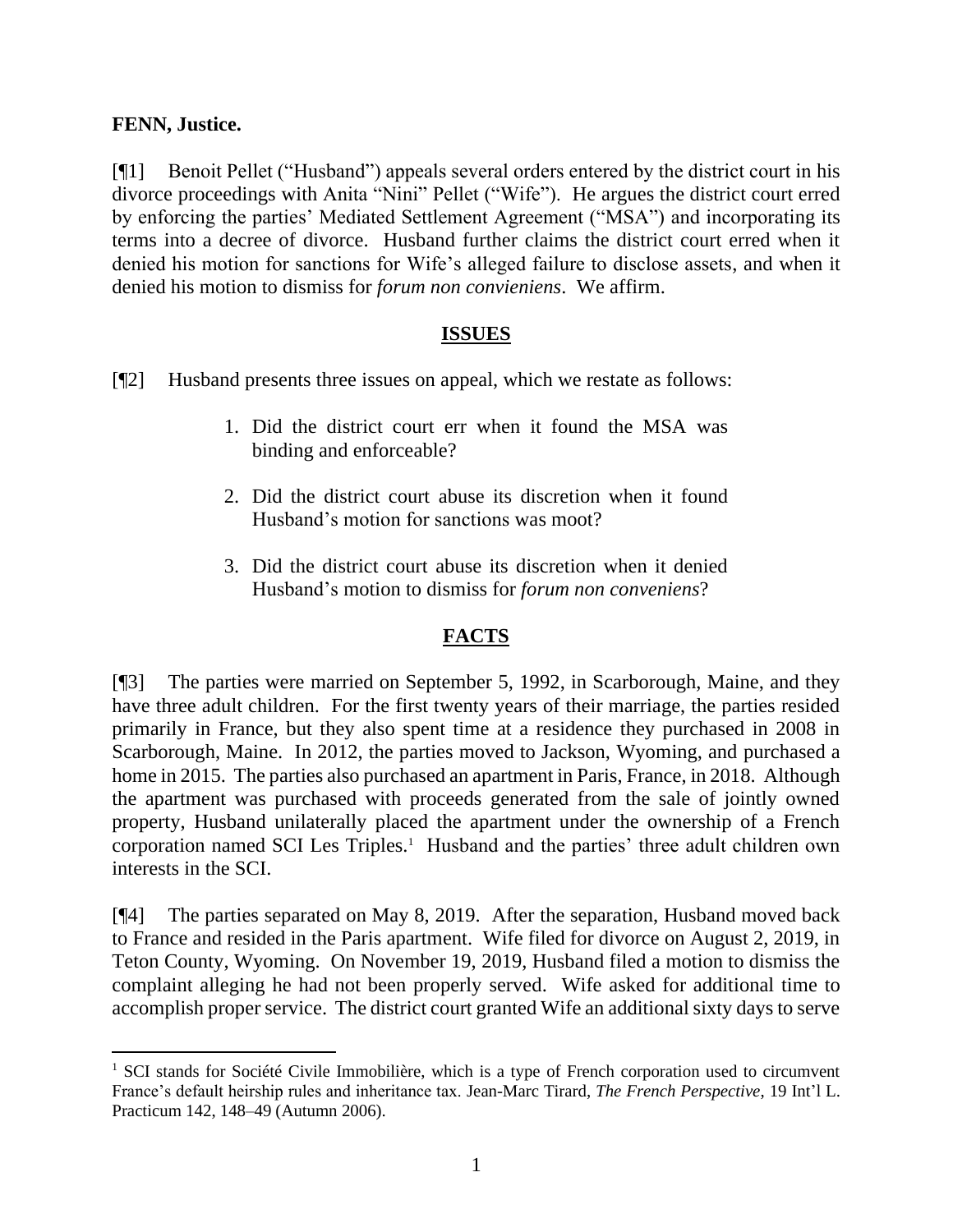**FENN, Justice.**

[¶1] Benoit Pellet ("Husband") appeals several orders entered by the district court in his divorce proceedings with Anita "Nini" Pellet ("Wife"). He argues the district court erred by enforcing the parties' Mediated Settlement Agreement ("MSA") and incorporating its terms into a decree of divorce. Husband further claims the district court erred when it denied his motion for sanctions for Wife's alleged failure to disclose assets, and when it denied his motion to dismiss for *forum non convieniens*. We affirm.

## ISSUES

[¶2] Husband presents three issues on appeal, which we restate as follows:

> 1. Did the district court err when it found the MSA was binding and enforceable?
>
> 2. Did the district court abuse its discretion when it found Husband's motion for sanctions was moot?
>
> 3. Did the district court abuse its discretion when it denied Husband's motion to dismiss for *forum non conveniens*?

## FACTS

[¶3] The parties were married on September 5, 1992, in Scarborough, Maine, and they have three adult children. For the first twenty years of their marriage, the parties resided primarily in France, but they also spent time at a residence they purchased in 2008 in Scarborough, Maine. In 2012, the parties moved to Jackson, Wyoming, and purchased a home in 2015. The parties also purchased an apartment in Paris, France, in 2018. Although the apartment was purchased with proceeds generated from the sale of jointly owned property, Husband unilaterally placed the apartment under the ownership of a French corporation named SCI Les Triples.[1] Husband and the parties' three adult children own interests in the SCI.

[¶4] The parties separated on May 8, 2019. After the separation, Husband moved back to France and resided in the Paris apartment. Wife filed for divorce on August 2, 2019, in Teton County, Wyoming. On November 19, 2019, Husband filed a motion to dismiss the complaint alleging he had not been properly served. Wife asked for additional time to accomplish proper service. The district court granted Wife an additional sixty days to serve

---

[1] SCI stands for Société Civile Immobilière, which is a type of French corporation used to circumvent France's default heirship rules and inheritance tax. Jean-Marc Tirard, *The French Perspective*, 19 Int'l L. Practicum 142, 148–49 (Autumn 2006).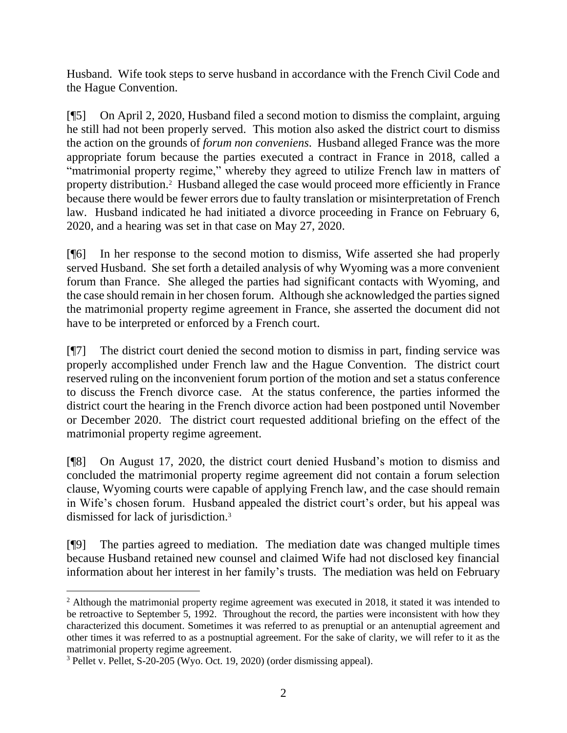Husband. Wife took steps to serve husband in accordance with the French Civil Code and the Hague Convention.

[¶5] On April 2, 2020, Husband filed a second motion to dismiss the complaint, arguing he still had not been properly served. This motion also asked the district court to dismiss the action on the grounds of *forum non conveniens*. Husband alleged France was the more appropriate forum because the parties executed a contract in France in 2018, called a "matrimonial property regime," whereby they agreed to utilize French law in matters of property distribution.[2] Husband alleged the case would proceed more efficiently in France because there would be fewer errors due to faulty translation or misinterpretation of French law. Husband indicated he had initiated a divorce proceeding in France on February 6, 2020, and a hearing was set in that case on May 27, 2020.

[¶6] In her response to the second motion to dismiss, Wife asserted she had properly served Husband. She set forth a detailed analysis of why Wyoming was a more convenient forum than France. She alleged the parties had significant contacts with Wyoming, and the case should remain in her chosen forum. Although she acknowledged the parties signed the matrimonial property regime agreement in France, she asserted the document did not have to be interpreted or enforced by a French court.

[¶7] The district court denied the second motion to dismiss in part, finding service was properly accomplished under French law and the Hague Convention. The district court reserved ruling on the inconvenient forum portion of the motion and set a status conference to discuss the French divorce case. At the status conference, the parties informed the district court the hearing in the French divorce action had been postponed until November or December 2020. The district court requested additional briefing on the effect of the matrimonial property regime agreement.

[¶8] On August 17, 2020, the district court denied Husband's motion to dismiss and concluded the matrimonial property regime agreement did not contain a forum selection clause, Wyoming courts were capable of applying French law, and the case should remain in Wife's chosen forum. Husband appealed the district court's order, but his appeal was dismissed for lack of jurisdiction.[3]

[¶9] The parties agreed to mediation. The mediation date was changed multiple times because Husband retained new counsel and claimed Wife had not disclosed key financial information about her interest in her family's trusts. The mediation was held on February

---

[2] Although the matrimonial property regime agreement was executed in 2018, it stated it was intended to be retroactive to September 5, 1992. Throughout the record, the parties were inconsistent with how they characterized this document. Sometimes it was referred to as prenuptial or an antenuptial agreement and other times it was referred to as a postnuptial agreement. For the sake of clarity, we will refer to it as the matrimonial property regime agreement.

[3] Pellet v. Pellet, S-20-205 (Wyo. Oct. 19, 2020) (order dismissing appeal).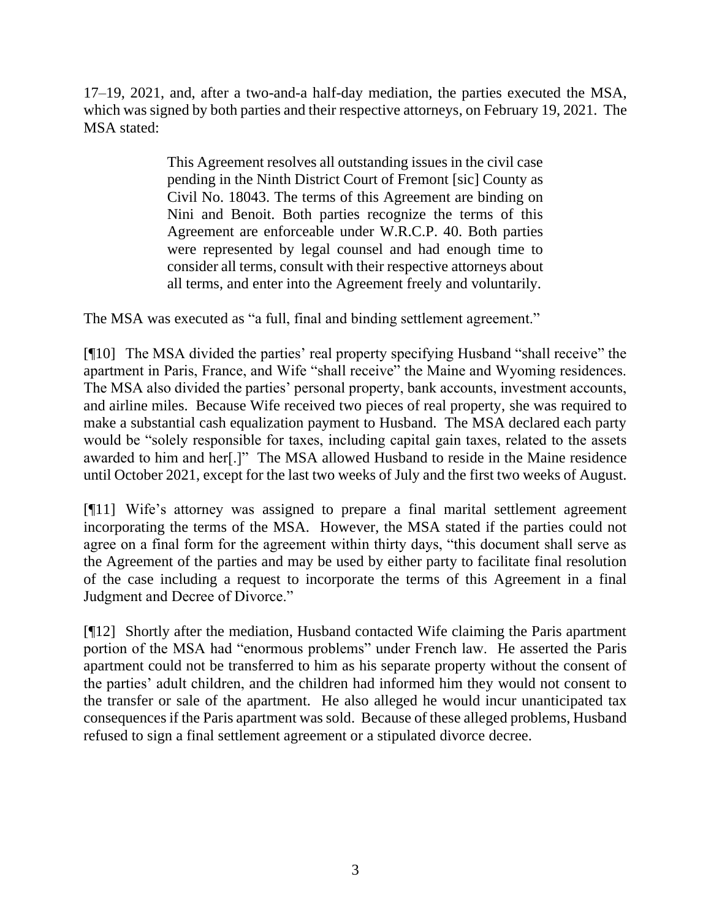17–19, 2021, and, after a two-and-a-half-day mediation, the parties executed the MSA, which was signed by both parties and their respective attorneys, on February 19, 2021. The MSA stated:

> This Agreement resolves all outstanding issues in the civil case pending in the Ninth District Court of Fremont [sic] County as Civil No. 18043. The terms of this Agreement are binding on Nini and Benoit. Both parties recognize the terms of this Agreement are enforceable under W.R.C.P. 40. Both parties were represented by legal counsel and had enough time to consider all terms, consult with their respective attorneys about all terms, and enter into the Agreement freely and voluntarily.

The MSA was executed as "a full, final and binding settlement agreement."

[¶10] The MSA divided the parties' real property specifying Husband "shall receive" the apartment in Paris, France, and Wife "shall receive" the Maine and Wyoming residences. The MSA also divided the parties' personal property, bank accounts, investment accounts, and airline miles. Because Wife received two pieces of real property, she was required to make a substantial cash equalization payment to Husband. The MSA declared each party would be "solely responsible for taxes, including capital gain taxes, related to the assets awarded to him and her[.]" The MSA allowed Husband to reside in the Maine residence until October 2021, except for the last two weeks of July and the first two weeks of August.

[¶11] Wife's attorney was assigned to prepare a final marital settlement agreement incorporating the terms of the MSA. However, the MSA stated if the parties could not agree on a final form for the agreement within thirty days, "this document shall serve as the Agreement of the parties and may be used by either party to facilitate final resolution of the case including a request to incorporate the terms of this Agreement in a final Judgment and Decree of Divorce."

[¶12] Shortly after the mediation, Husband contacted Wife claiming the Paris apartment portion of the MSA had "enormous problems" under French law. He asserted the Paris apartment could not be transferred to him as his separate property without the consent of the parties' adult children, and the children had informed him they would not consent to the transfer or sale of the apartment. He also alleged he would incur unanticipated tax consequences if the Paris apartment was sold. Because of these alleged problems, Husband refused to sign a final settlement agreement or a stipulated divorce decree.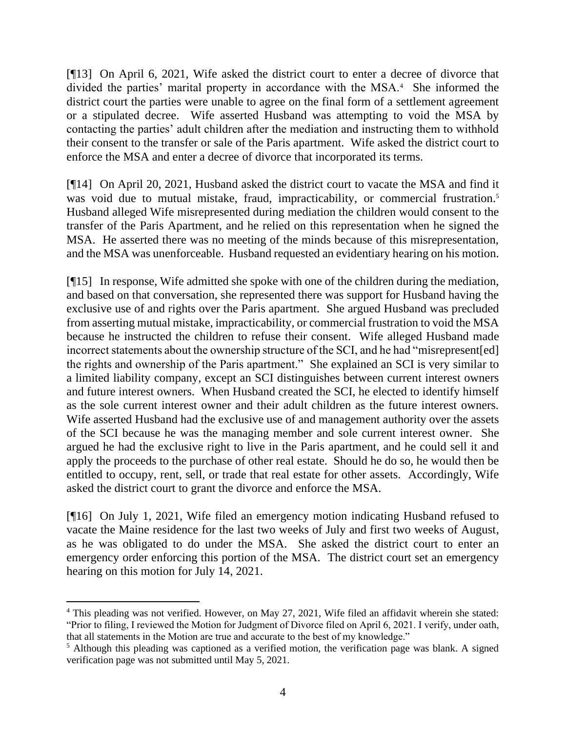[¶13] On April 6, 2021, Wife asked the district court to enter a decree of divorce that divided the parties' marital property in accordance with the MSA.[4] She informed the district court the parties were unable to agree on the final form of a settlement agreement or a stipulated decree. Wife asserted Husband was attempting to void the MSA by contacting the parties' adult children after the mediation and instructing them to withhold their consent to the transfer or sale of the Paris apartment. Wife asked the district court to enforce the MSA and enter a decree of divorce that incorporated its terms.

[¶14] On April 20, 2021, Husband asked the district court to vacate the MSA and find it was void due to mutual mistake, fraud, impracticability, or commercial frustration.[5] Husband alleged Wife misrepresented during mediation the children would consent to the transfer of the Paris Apartment, and he relied on this representation when he signed the MSA. He asserted there was no meeting of the minds because of this misrepresentation, and the MSA was unenforceable. Husband requested an evidentiary hearing on his motion.

[¶15] In response, Wife admitted she spoke with one of the children during the mediation, and based on that conversation, she represented there was support for Husband having the exclusive use of and rights over the Paris apartment. She argued Husband was precluded from asserting mutual mistake, impracticability, or commercial frustration to void the MSA because he instructed the children to refuse their consent. Wife alleged Husband made incorrect statements about the ownership structure of the SCI, and he had "misrepresent[ed] the rights and ownership of the Paris apartment." She explained an SCI is very similar to a limited liability company, except an SCI distinguishes between current interest owners and future interest owners. When Husband created the SCI, he elected to identify himself as the sole current interest owner and their adult children as the future interest owners. Wife asserted Husband had the exclusive use of and management authority over the assets of the SCI because he was the managing member and sole current interest owner. She argued he had the exclusive right to live in the Paris apartment, and he could sell it and apply the proceeds to the purchase of other real estate. Should he do so, he would then be entitled to occupy, rent, sell, or trade that real estate for other assets. Accordingly, Wife asked the district court to grant the divorce and enforce the MSA.

[¶16] On July 1, 2021, Wife filed an emergency motion indicating Husband refused to vacate the Maine residence for the last two weeks of July and first two weeks of August, as he was obligated to do under the MSA. She asked the district court to enter an emergency order enforcing this portion of the MSA. The district court set an emergency hearing on this motion for July 14, 2021.

---

[4] This pleading was not verified. However, on May 27, 2021, Wife filed an affidavit wherein she stated: "Prior to filing, I reviewed the Motion for Judgment of Divorce filed on April 6, 2021. I verify, under oath, that all statements in the Motion are true and accurate to the best of my knowledge."

[5] Although this pleading was captioned as a verified motion, the verification page was blank. A signed verification page was not submitted until May 5, 2021.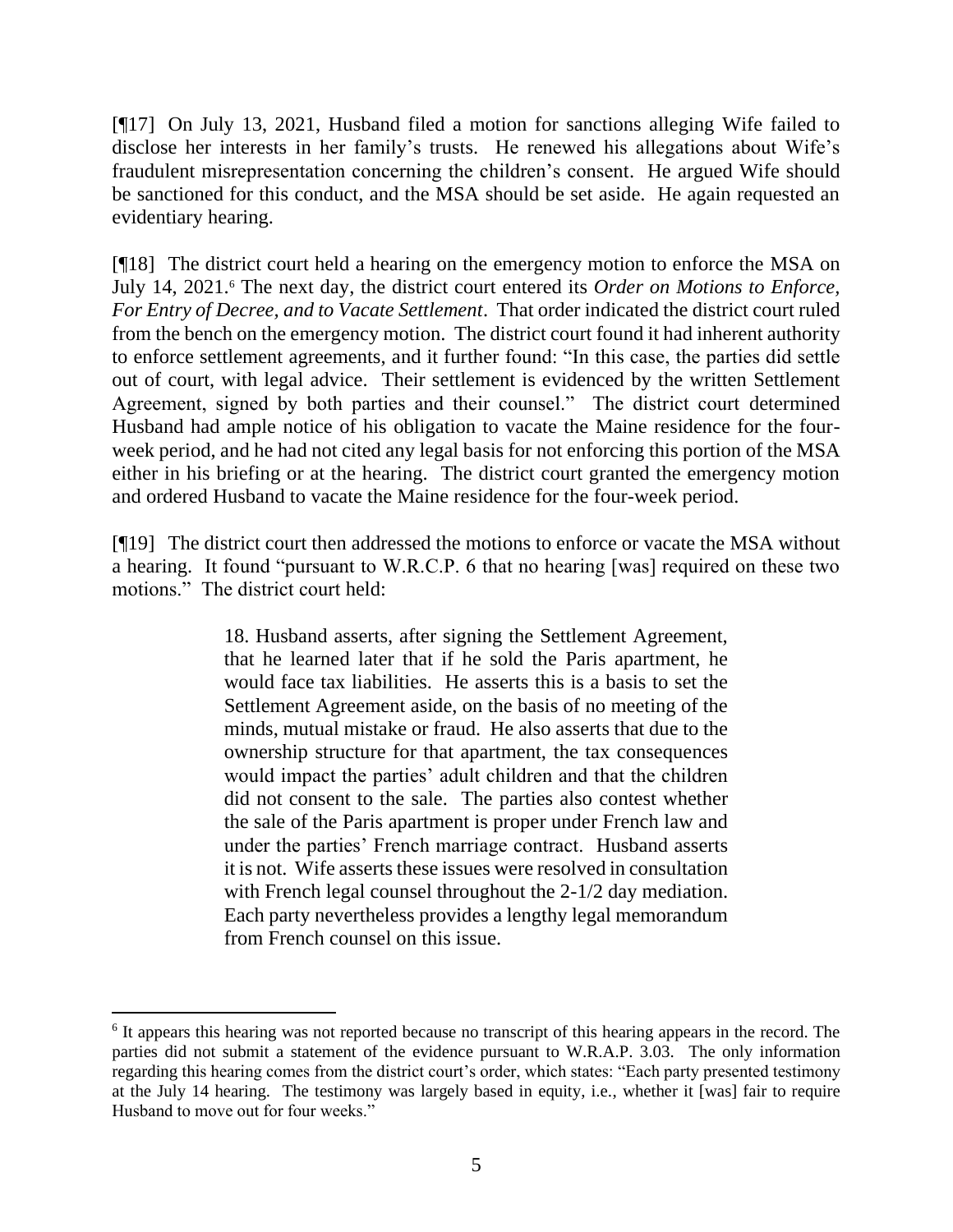[¶17] On July 13, 2021, Husband filed a motion for sanctions alleging Wife failed to disclose her interests in her family's trusts. He renewed his allegations about Wife's fraudulent misrepresentation concerning the children's consent. He argued Wife should be sanctioned for this conduct, and the MSA should be set aside. He again requested an evidentiary hearing.

[¶18] The district court held a hearing on the emergency motion to enforce the MSA on July 14, 2021.[6] The next day, the district court entered its *Order on Motions to Enforce, For Entry of Decree, and to Vacate Settlement*. That order indicated the district court ruled from the bench on the emergency motion. The district court found it had inherent authority to enforce settlement agreements, and it further found: "In this case, the parties did settle out of court, with legal advice. Their settlement is evidenced by the written Settlement Agreement, signed by both parties and their counsel." The district court determined Husband had ample notice of his obligation to vacate the Maine residence for the four-week period, and he had not cited any legal basis for not enforcing this portion of the MSA either in his briefing or at the hearing. The district court granted the emergency motion and ordered Husband to vacate the Maine residence for the four-week period.

[¶19] The district court then addressed the motions to enforce or vacate the MSA without a hearing. It found "pursuant to W.R.C.P. 6 that no hearing [was] required on these two motions." The district court held:

> 18. Husband asserts, after signing the Settlement Agreement, that he learned later that if he sold the Paris apartment, he would face tax liabilities. He asserts this is a basis to set the Settlement Agreement aside, on the basis of no meeting of the minds, mutual mistake or fraud. He also asserts that due to the ownership structure for that apartment, the tax consequences would impact the parties' adult children and that the children did not consent to the sale. The parties also contest whether the sale of the Paris apartment is proper under French law and under the parties' French marriage contract. Husband asserts it is not. Wife asserts these issues were resolved in consultation with French legal counsel throughout the 2-1/2 day mediation. Each party nevertheless provides a lengthy legal memorandum from French counsel on this issue.

---

[6] It appears this hearing was not reported because no transcript of this hearing appears in the record. The parties did not submit a statement of the evidence pursuant to W.R.A.P. 3.03. The only information regarding this hearing comes from the district court's order, which states: "Each party presented testimony at the July 14 hearing. The testimony was largely based in equity, i.e., whether it [was] fair to require Husband to move out for four weeks."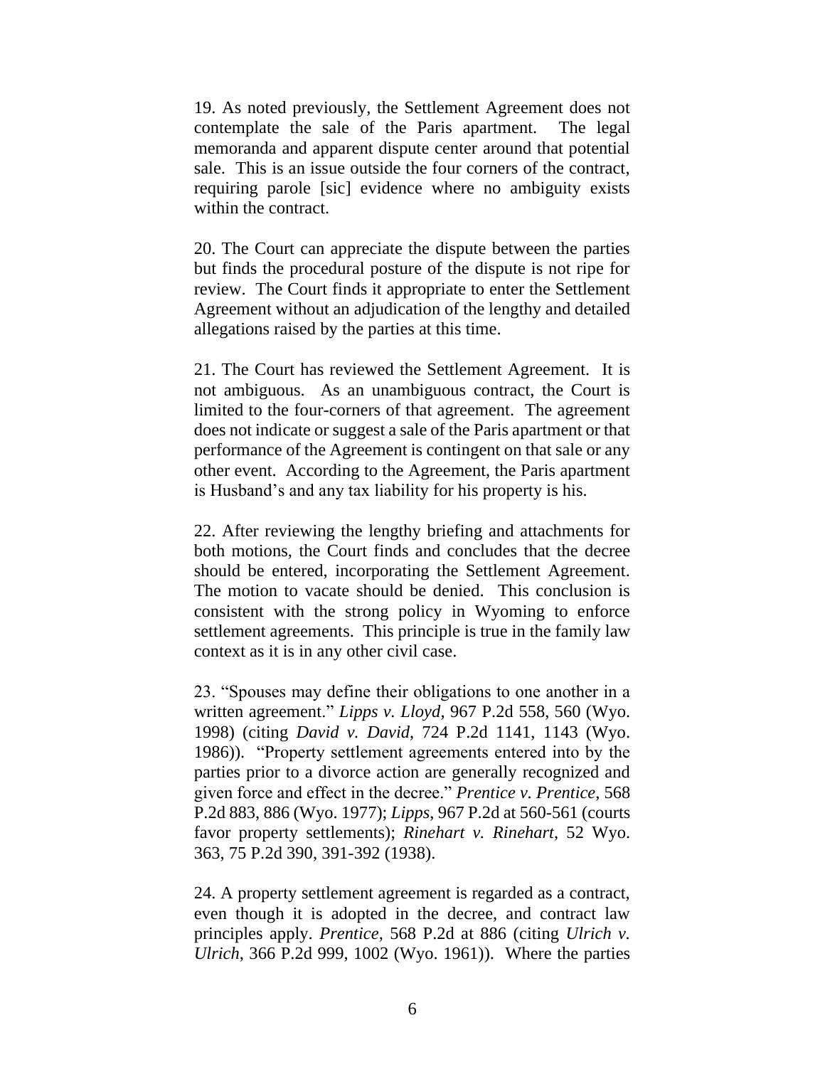19. As noted previously, the Settlement Agreement does not contemplate the sale of the Paris apartment. The legal memoranda and apparent dispute center around that potential sale. This is an issue outside the four corners of the contract, requiring parole [sic] evidence where no ambiguity exists within the contract.

20. The Court can appreciate the dispute between the parties but finds the procedural posture of the dispute is not ripe for review. The Court finds it appropriate to enter the Settlement Agreement without an adjudication of the lengthy and detailed allegations raised by the parties at this time.

21. The Court has reviewed the Settlement Agreement. It is not ambiguous. As an unambiguous contract, the Court is limited to the four-corners of that agreement. The agreement does not indicate or suggest a sale of the Paris apartment or that performance of the Agreement is contingent on that sale or any other event. According to the Agreement, the Paris apartment is Husband's and any tax liability for his property is his.

22. After reviewing the lengthy briefing and attachments for both motions, the Court finds and concludes that the decree should be entered, incorporating the Settlement Agreement. The motion to vacate should be denied. This conclusion is consistent with the strong policy in Wyoming to enforce settlement agreements. This principle is true in the family law context as it is in any other civil case.

23. "Spouses may define their obligations to one another in a written agreement." *Lipps v. Lloyd*, 967 P.2d 558, 560 (Wyo. 1998) (citing *David v. David*, 724 P.2d 1141, 1143 (Wyo. 1986)). "Property settlement agreements entered into by the parties prior to a divorce action are generally recognized and given force and effect in the decree." *Prentice v. Prentice*, 568 P.2d 883, 886 (Wyo. 1977); *Lipps*, 967 P.2d at 560-561 (courts favor property settlements); *Rinehart v. Rinehart*, 52 Wyo. 363, 75 P.2d 390, 391-392 (1938).

24. A property settlement agreement is regarded as a contract, even though it is adopted in the decree, and contract law principles apply. *Prentice*, 568 P.2d at 886 (citing *Ulrich v. Ulrich*, 366 P.2d 999, 1002 (Wyo. 1961)). Where the parties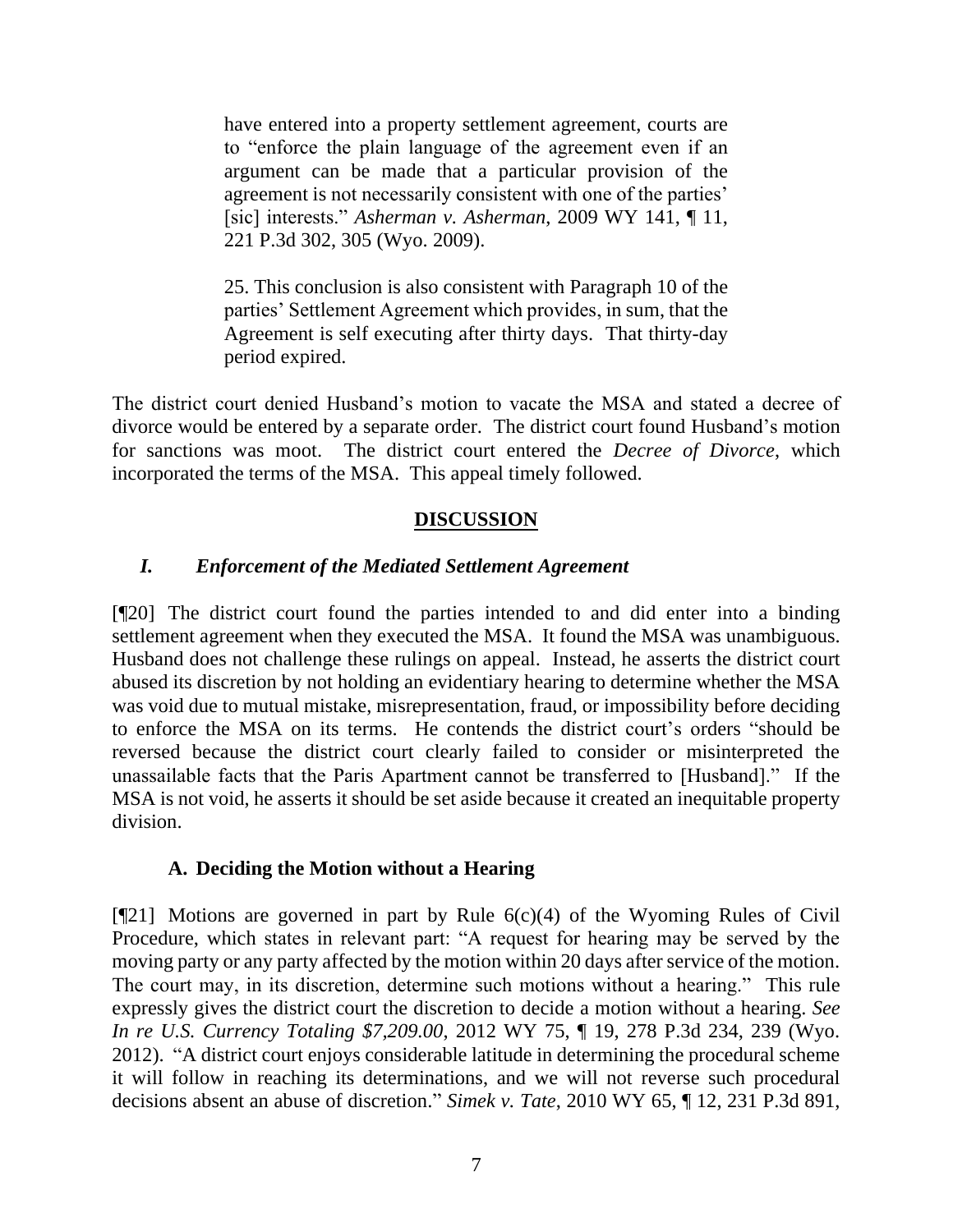> have entered into a property settlement agreement, courts are to "enforce the plain language of the agreement even if an argument can be made that a particular provision of the agreement is not necessarily consistent with one of the parties' [sic] interests." *Asherman v. Asherman*, 2009 WY 141, ¶ 11, 221 P.3d 302, 305 (Wyo. 2009).
>
> 25. This conclusion is also consistent with Paragraph 10 of the parties' Settlement Agreement which provides, in sum, that the Agreement is self executing after thirty days. That thirty-day period expired.

The district court denied Husband's motion to vacate the MSA and stated a decree of divorce would be entered by a separate order. The district court found Husband's motion for sanctions was moot. The district court entered the *Decree of Divorce*, which incorporated the terms of the MSA. This appeal timely followed.

## DISCUSSION

### *I. Enforcement of the Mediated Settlement Agreement*

[¶20] The district court found the parties intended to and did enter into a binding settlement agreement when they executed the MSA. It found the MSA was unambiguous. Husband does not challenge these rulings on appeal. Instead, he asserts the district court abused its discretion by not holding an evidentiary hearing to determine whether the MSA was void due to mutual mistake, misrepresentation, fraud, or impossibility before deciding to enforce the MSA on its terms. He contends the district court's orders "should be reversed because the district court clearly failed to consider or misinterpreted the unassailable facts that the Paris Apartment cannot be transferred to [Husband]." If the MSA is not void, he asserts it should be set aside because it created an inequitable property division.

#### A. Deciding the Motion without a Hearing

[¶21] Motions are governed in part by Rule 6(c)(4) of the Wyoming Rules of Civil Procedure, which states in relevant part: "A request for hearing may be served by the moving party or any party affected by the motion within 20 days after service of the motion. The court may, in its discretion, determine such motions without a hearing." This rule expressly gives the district court the discretion to decide a motion without a hearing. *See In re U.S. Currency Totaling $7,209.00*, 2012 WY 75, ¶ 19, 278 P.3d 234, 239 (Wyo. 2012). "A district court enjoys considerable latitude in determining the procedural scheme it will follow in reaching its determinations, and we will not reverse such procedural decisions absent an abuse of discretion." *Simek v. Tate*, 2010 WY 65, ¶ 12, 231 P.3d 891,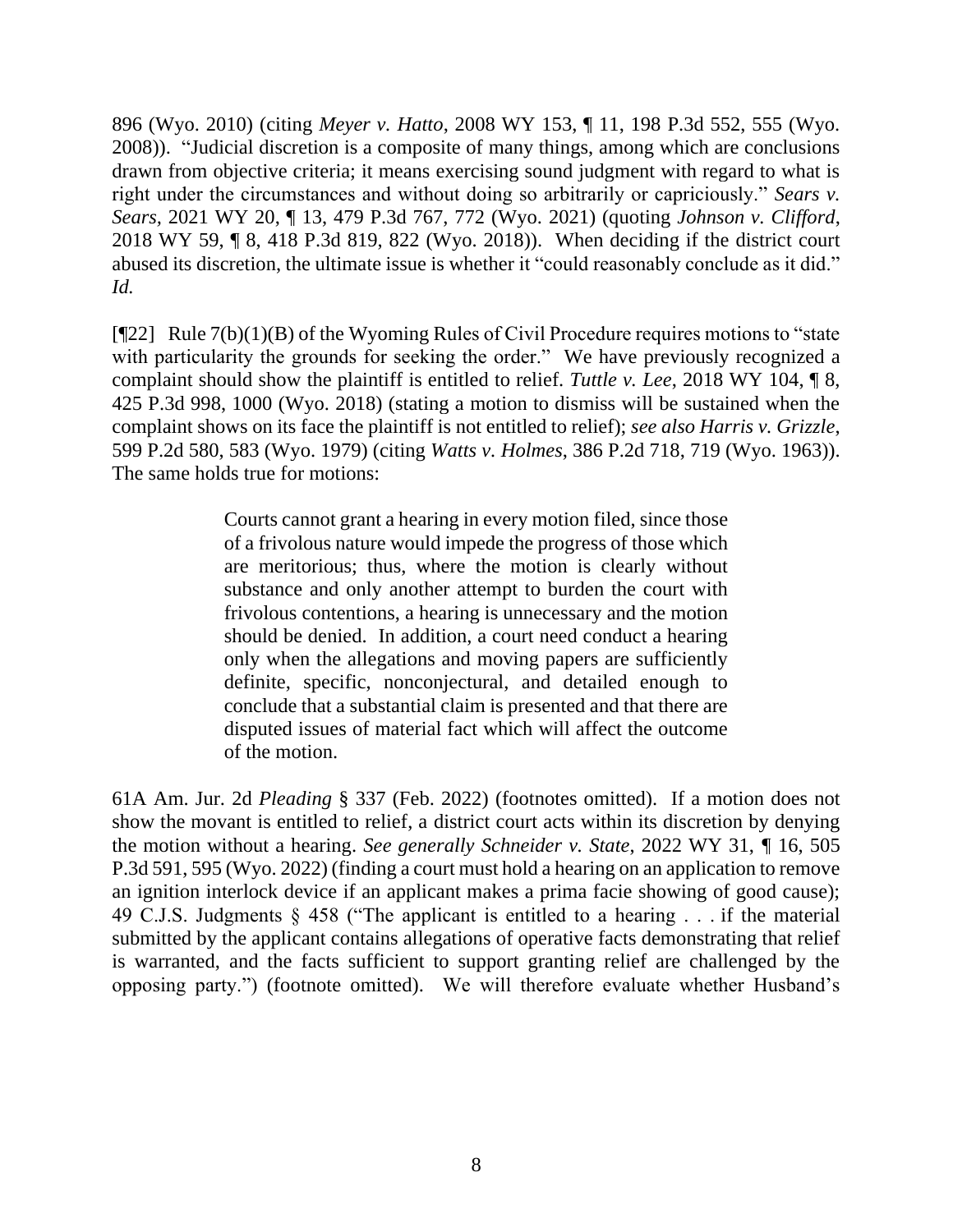896 (Wyo. 2010) (citing *Meyer v. Hatto*, 2008 WY 153, ¶ 11, 198 P.3d 552, 555 (Wyo. 2008)). "Judicial discretion is a composite of many things, among which are conclusions drawn from objective criteria; it means exercising sound judgment with regard to what is right under the circumstances and without doing so arbitrarily or capriciously." *Sears v. Sears*, 2021 WY 20, ¶ 13, 479 P.3d 767, 772 (Wyo. 2021) (quoting *Johnson v. Clifford*, 2018 WY 59, ¶ 8, 418 P.3d 819, 822 (Wyo. 2018)). When deciding if the district court abused its discretion, the ultimate issue is whether it "could reasonably conclude as it did." *Id.*

[¶22] Rule 7(b)(1)(B) of the Wyoming Rules of Civil Procedure requires motions to "state with particularity the grounds for seeking the order." We have previously recognized a complaint should show the plaintiff is entitled to relief. *Tuttle v. Lee*, 2018 WY 104, ¶ 8, 425 P.3d 998, 1000 (Wyo. 2018) (stating a motion to dismiss will be sustained when the complaint shows on its face the plaintiff is not entitled to relief); *see also Harris v. Grizzle*, 599 P.2d 580, 583 (Wyo. 1979) (citing *Watts v. Holmes*, 386 P.2d 718, 719 (Wyo. 1963)). The same holds true for motions:

> Courts cannot grant a hearing in every motion filed, since those of a frivolous nature would impede the progress of those which are meritorious; thus, where the motion is clearly without substance and only another attempt to burden the court with frivolous contentions, a hearing is unnecessary and the motion should be denied. In addition, a court need conduct a hearing only when the allegations and moving papers are sufficiently definite, specific, nonconjectural, and detailed enough to conclude that a substantial claim is presented and that there are disputed issues of material fact which will affect the outcome of the motion.

61A Am. Jur. 2d *Pleading* § 337 (Feb. 2022) (footnotes omitted). If a motion does not show the movant is entitled to relief, a district court acts within its discretion by denying the motion without a hearing. *See generally Schneider v. State*, 2022 WY 31, ¶ 16, 505 P.3d 591, 595 (Wyo. 2022) (finding a court must hold a hearing on an application to remove an ignition interlock device if an applicant makes a prima facie showing of good cause); 49 C.J.S. Judgments § 458 ("The applicant is entitled to a hearing . . . if the material submitted by the applicant contains allegations of operative facts demonstrating that relief is warranted, and the facts sufficient to support granting relief are challenged by the opposing party.") (footnote omitted). We will therefore evaluate whether Husband's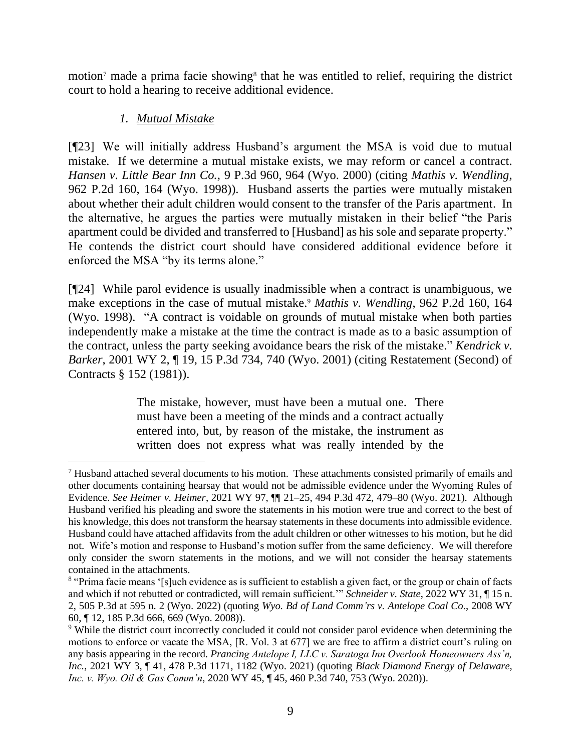motion[7] made a prima facie showing[8] that he was entitled to relief, requiring the district court to hold a hearing to receive additional evidence.

### *1. Mutual Mistake*

[¶23] We will initially address Husband's argument the MSA is void due to mutual mistake. If we determine a mutual mistake exists, we may reform or cancel a contract. *Hansen v. Little Bear Inn Co.*, 9 P.3d 960, 964 (Wyo. 2000) (citing *Mathis v. Wendling*, 962 P.2d 160, 164 (Wyo. 1998)). Husband asserts the parties were mutually mistaken about whether their adult children would consent to the transfer of the Paris apartment. In the alternative, he argues the parties were mutually mistaken in their belief "the Paris apartment could be divided and transferred to [Husband] as his sole and separate property." He contends the district court should have considered additional evidence before it enforced the MSA "by its terms alone."

[¶24] While parol evidence is usually inadmissible when a contract is unambiguous, we make exceptions in the case of mutual mistake.[9] *Mathis v. Wendling*, 962 P.2d 160, 164 (Wyo. 1998). "A contract is voidable on grounds of mutual mistake when both parties independently make a mistake at the time the contract is made as to a basic assumption of the contract, unless the party seeking avoidance bears the risk of the mistake." *Kendrick v. Barker*, 2001 WY 2, ¶ 19, 15 P.3d 734, 740 (Wyo. 2001) (citing Restatement (Second) of Contracts § 152 (1981)).

> The mistake, however, must have been a mutual one. There must have been a meeting of the minds and a contract actually entered into, but, by reason of the mistake, the instrument as written does not express what was really intended by the

---

[7] Husband attached several documents to his motion. These attachments consisted primarily of emails and other documents containing hearsay that would not be admissible evidence under the Wyoming Rules of Evidence. *See Heimer v. Heimer*, 2021 WY 97, ¶¶ 21–25, 494 P.3d 472, 479–80 (Wyo. 2021). Although Husband verified his pleading and swore the statements in his motion were true and correct to the best of his knowledge, this does not transform the hearsay statements in these documents into admissible evidence. Husband could have attached affidavits from the adult children or other witnesses to his motion, but he did not. Wife's motion and response to Husband's motion suffer from the same deficiency. We will therefore only consider the sworn statements in the motions, and we will not consider the hearsay statements contained in the attachments.

[8] "Prima facie means '[s]uch evidence as is sufficient to establish a given fact, or the group or chain of facts and which if not rebutted or contradicted, will remain sufficient.'" *Schneider v. State*, 2022 WY 31, ¶ 15 n. 2, 505 P.3d at 595 n. 2 (Wyo. 2022) (quoting *Wyo. Bd of Land Comm'rs v. Antelope Coal Co*., 2008 WY 60, ¶ 12, 185 P.3d 666, 669 (Wyo. 2008)).

[9] While the district court incorrectly concluded it could not consider parol evidence when determining the motions to enforce or vacate the MSA, [R. Vol. 3 at 677] we are free to affirm a district court's ruling on any basis appearing in the record. *Prancing Antelope I, LLC v. Saratoga Inn Overlook Homeowners Ass'n, Inc.*, 2021 WY 3, ¶ 41, 478 P.3d 1171, 1182 (Wyo. 2021) (quoting *Black Diamond Energy of Delaware, Inc. v. Wyo. Oil & Gas Comm'n*, 2020 WY 45, ¶ 45, 460 P.3d 740, 753 (Wyo. 2020)).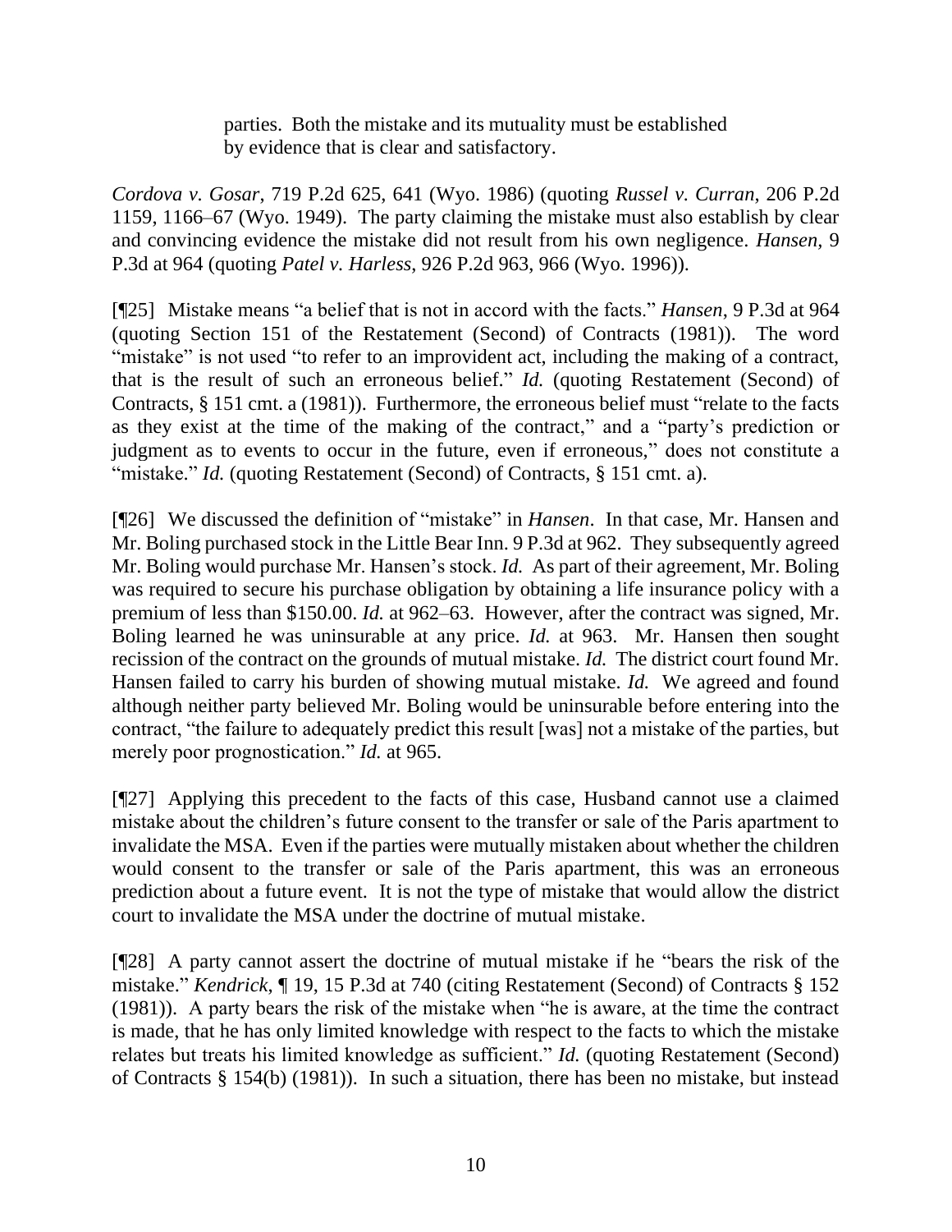> parties. Both the mistake and its mutuality must be established by evidence that is clear and satisfactory.

*Cordova v. Gosar*, 719 P.2d 625, 641 (Wyo. 1986) (quoting *Russel v. Curran*, 206 P.2d 1159, 1166–67 (Wyo. 1949). The party claiming the mistake must also establish by clear and convincing evidence the mistake did not result from his own negligence. *Hansen*, 9 P.3d at 964 (quoting *Patel v. Harless*, 926 P.2d 963, 966 (Wyo. 1996)).

[¶25] Mistake means "a belief that is not in accord with the facts." *Hansen*, 9 P.3d at 964 (quoting Section 151 of the Restatement (Second) of Contracts (1981)). The word "mistake" is not used "to refer to an improvident act, including the making of a contract, that is the result of such an erroneous belief." *Id.* (quoting Restatement (Second) of Contracts, § 151 cmt. a (1981)). Furthermore, the erroneous belief must "relate to the facts as they exist at the time of the making of the contract," and a "party's prediction or judgment as to events to occur in the future, even if erroneous," does not constitute a "mistake." *Id.* (quoting Restatement (Second) of Contracts, § 151 cmt. a).

[¶26] We discussed the definition of "mistake" in *Hansen*. In that case, Mr. Hansen and Mr. Boling purchased stock in the Little Bear Inn. 9 P.3d at 962. They subsequently agreed Mr. Boling would purchase Mr. Hansen's stock. *Id.* As part of their agreement, Mr. Boling was required to secure his purchase obligation by obtaining a life insurance policy with a premium of less than $150.00. *Id.* at 962–63. However, after the contract was signed, Mr. Boling learned he was uninsurable at any price. *Id.* at 963. Mr. Hansen then sought recission of the contract on the grounds of mutual mistake. *Id.* The district court found Mr. Hansen failed to carry his burden of showing mutual mistake. *Id.* We agreed and found although neither party believed Mr. Boling would be uninsurable before entering into the contract, "the failure to adequately predict this result [was] not a mistake of the parties, but merely poor prognostication." *Id.* at 965.

[¶27] Applying this precedent to the facts of this case, Husband cannot use a claimed mistake about the children's future consent to the transfer or sale of the Paris apartment to invalidate the MSA. Even if the parties were mutually mistaken about whether the children would consent to the transfer or sale of the Paris apartment, this was an erroneous prediction about a future event. It is not the type of mistake that would allow the district court to invalidate the MSA under the doctrine of mutual mistake.

[¶28] A party cannot assert the doctrine of mutual mistake if he "bears the risk of the mistake." *Kendrick*, ¶ 19, 15 P.3d at 740 (citing Restatement (Second) of Contracts § 152 (1981)). A party bears the risk of the mistake when "he is aware, at the time the contract is made, that he has only limited knowledge with respect to the facts to which the mistake relates but treats his limited knowledge as sufficient." *Id.* (quoting Restatement (Second) of Contracts § 154(b) (1981)). In such a situation, there has been no mistake, but instead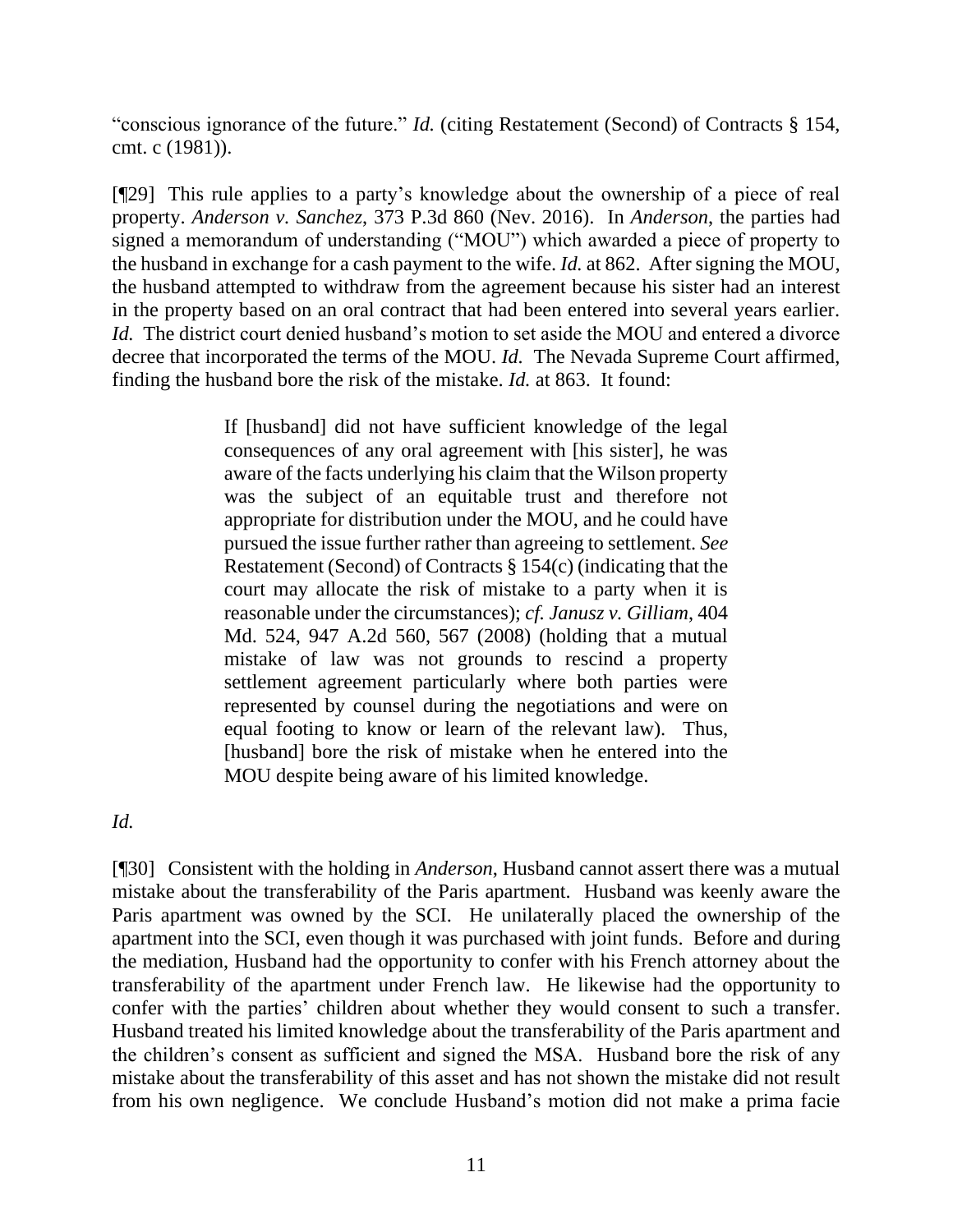"conscious ignorance of the future." *Id.* (citing Restatement (Second) of Contracts § 154, cmt. c (1981)).

[¶29] This rule applies to a party's knowledge about the ownership of a piece of real property. *Anderson v. Sanchez*, 373 P.3d 860 (Nev. 2016). In *Anderson*, the parties had signed a memorandum of understanding ("MOU") which awarded a piece of property to the husband in exchange for a cash payment to the wife. *Id.* at 862. After signing the MOU, the husband attempted to withdraw from the agreement because his sister had an interest in the property based on an oral contract that had been entered into several years earlier. *Id.* The district court denied husband's motion to set aside the MOU and entered a divorce decree that incorporated the terms of the MOU. *Id.* The Nevada Supreme Court affirmed, finding the husband bore the risk of the mistake. *Id.* at 863. It found:

> If [husband] did not have sufficient knowledge of the legal consequences of any oral agreement with [his sister], he was aware of the facts underlying his claim that the Wilson property was the subject of an equitable trust and therefore not appropriate for distribution under the MOU, and he could have pursued the issue further rather than agreeing to settlement. *See* Restatement (Second) of Contracts § 154(c) (indicating that the court may allocate the risk of mistake to a party when it is reasonable under the circumstances); *cf. Janusz v. Gilliam*, 404 Md. 524, 947 A.2d 560, 567 (2008) (holding that a mutual mistake of law was not grounds to rescind a property settlement agreement particularly where both parties were represented by counsel during the negotiations and were on equal footing to know or learn of the relevant law). Thus, [husband] bore the risk of mistake when he entered into the MOU despite being aware of his limited knowledge.

*Id.*

[¶30] Consistent with the holding in *Anderson*, Husband cannot assert there was a mutual mistake about the transferability of the Paris apartment. Husband was keenly aware the Paris apartment was owned by the SCI. He unilaterally placed the ownership of the apartment into the SCI, even though it was purchased with joint funds. Before and during the mediation, Husband had the opportunity to confer with his French attorney about the transferability of the apartment under French law. He likewise had the opportunity to confer with the parties' children about whether they would consent to such a transfer. Husband treated his limited knowledge about the transferability of the Paris apartment and the children's consent as sufficient and signed the MSA. Husband bore the risk of any mistake about the transferability of this asset and has not shown the mistake did not result from his own negligence. We conclude Husband's motion did not make a prima facie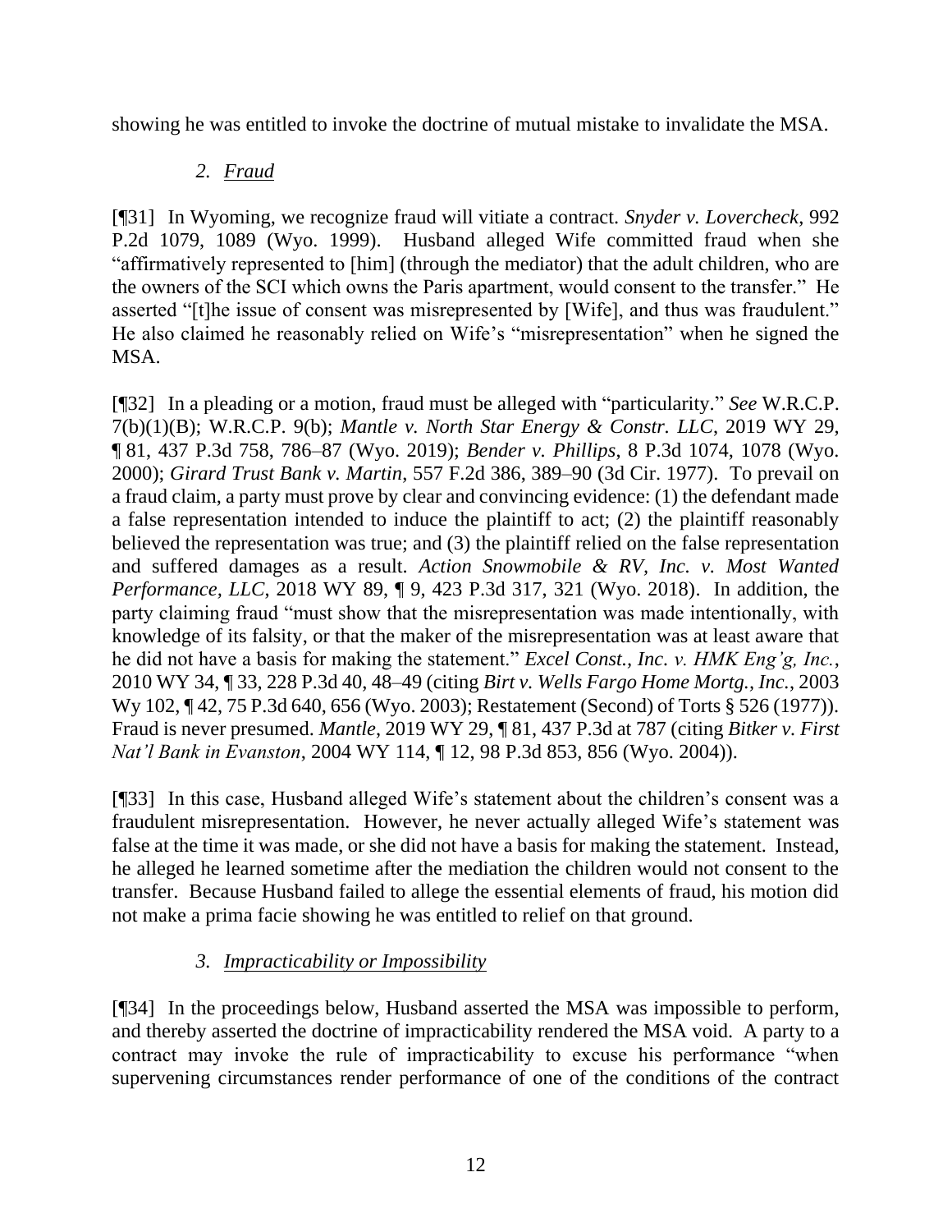showing he was entitled to invoke the doctrine of mutual mistake to invalidate the MSA.

### 2. *Fraud*

[¶31] In Wyoming, we recognize fraud will vitiate a contract. *Snyder v. Lovercheck*, 992 P.2d 1079, 1089 (Wyo. 1999). Husband alleged Wife committed fraud when she "affirmatively represented to [him] (through the mediator) that the adult children, who are the owners of the SCI which owns the Paris apartment, would consent to the transfer." He asserted "[t]he issue of consent was misrepresented by [Wife], and thus was fraudulent." He also claimed he reasonably relied on Wife's "misrepresentation" when he signed the MSA.

[¶32] In a pleading or a motion, fraud must be alleged with "particularity." *See* W.R.C.P. 7(b)(1)(B); W.R.C.P. 9(b); *Mantle v. North Star Energy & Constr. LLC*, 2019 WY 29, ¶ 81, 437 P.3d 758, 786–87 (Wyo. 2019); *Bender v. Phillips*, 8 P.3d 1074, 1078 (Wyo. 2000); *Girard Trust Bank v. Martin*, 557 F.2d 386, 389–90 (3d Cir. 1977). To prevail on a fraud claim, a party must prove by clear and convincing evidence: (1) the defendant made a false representation intended to induce the plaintiff to act; (2) the plaintiff reasonably believed the representation was true; and (3) the plaintiff relied on the false representation and suffered damages as a result. *Action Snowmobile & RV, Inc. v. Most Wanted Performance, LLC*, 2018 WY 89, ¶ 9, 423 P.3d 317, 321 (Wyo. 2018). In addition, the party claiming fraud "must show that the misrepresentation was made intentionally, with knowledge of its falsity, or that the maker of the misrepresentation was at least aware that he did not have a basis for making the statement." *Excel Const., Inc. v. HMK Eng'g, Inc.*, 2010 WY 34, ¶ 33, 228 P.3d 40, 48–49 (citing *Birt v. Wells Fargo Home Mortg., Inc.*, 2003 Wy 102, ¶ 42, 75 P.3d 640, 656 (Wyo. 2003); Restatement (Second) of Torts § 526 (1977)). Fraud is never presumed. *Mantle*, 2019 WY 29, ¶ 81, 437 P.3d at 787 (citing *Bitker v. First Nat'l Bank in Evanston*, 2004 WY 114, ¶ 12, 98 P.3d 853, 856 (Wyo. 2004)).

[¶33] In this case, Husband alleged Wife's statement about the children's consent was a fraudulent misrepresentation. However, he never actually alleged Wife's statement was false at the time it was made, or she did not have a basis for making the statement. Instead, he alleged he learned sometime after the mediation the children would not consent to the transfer. Because Husband failed to allege the essential elements of fraud, his motion did not make a prima facie showing he was entitled to relief on that ground.

### 3. *Impracticability or Impossibility*

[¶34] In the proceedings below, Husband asserted the MSA was impossible to perform, and thereby asserted the doctrine of impracticability rendered the MSA void. A party to a contract may invoke the rule of impracticability to excuse his performance "when supervening circumstances render performance of one of the conditions of the contract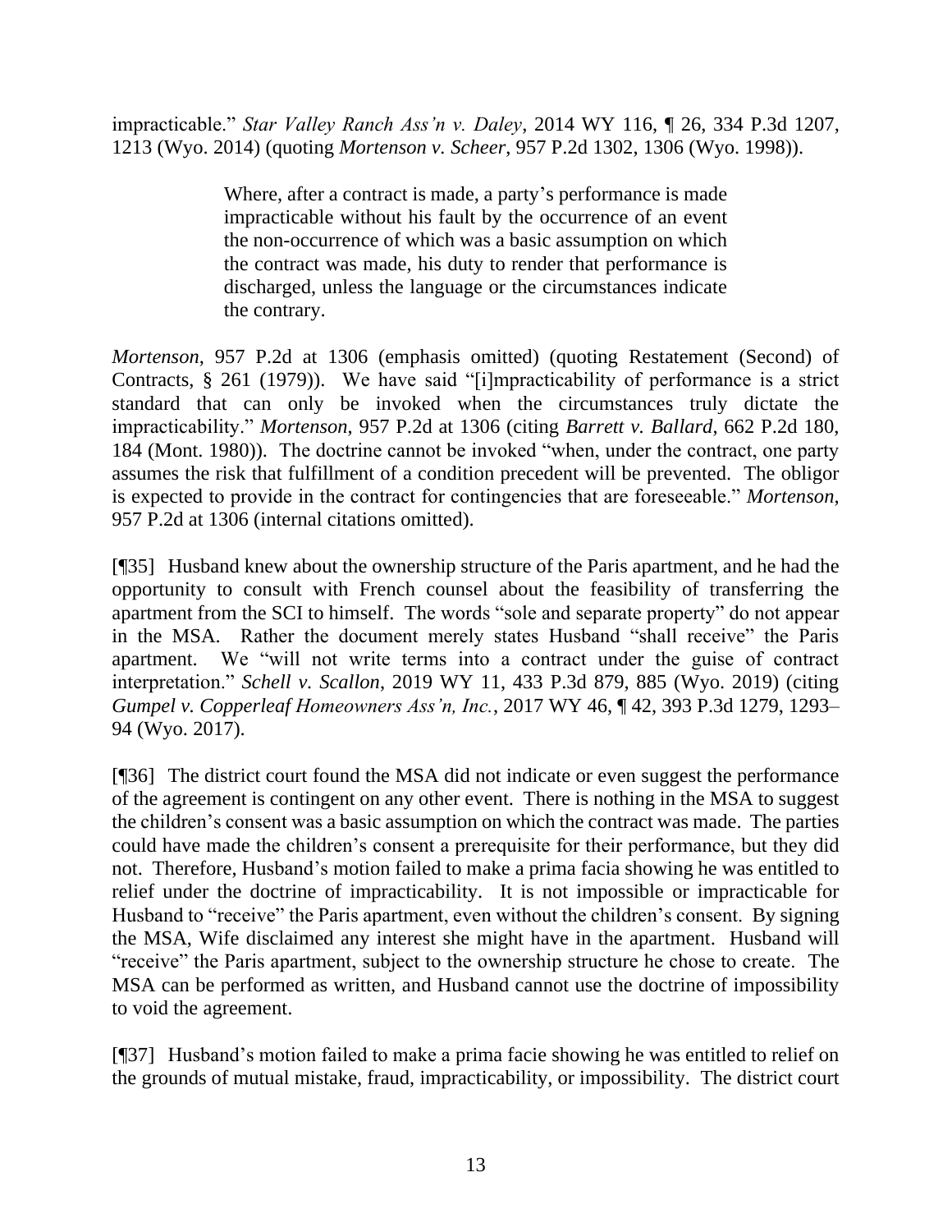impracticable." *Star Valley Ranch Ass'n v. Daley*, 2014 WY 116, ¶ 26, 334 P.3d 1207, 1213 (Wyo. 2014) (quoting *Mortenson v. Scheer*, 957 P.2d 1302, 1306 (Wyo. 1998)).

> Where, after a contract is made, a party's performance is made impracticable without his fault by the occurrence of an event the non-occurrence of which was a basic assumption on which the contract was made, his duty to render that performance is discharged, unless the language or the circumstances indicate the contrary.

*Mortenson*, 957 P.2d at 1306 (emphasis omitted) (quoting Restatement (Second) of Contracts, § 261 (1979)). We have said "[i]mpracticability of performance is a strict standard that can only be invoked when the circumstances truly dictate the impracticability." *Mortenson*, 957 P.2d at 1306 (citing *Barrett v. Ballard*, 662 P.2d 180, 184 (Mont. 1980)). The doctrine cannot be invoked "when, under the contract, one party assumes the risk that fulfillment of a condition precedent will be prevented. The obligor is expected to provide in the contract for contingencies that are foreseeable." *Mortenson*, 957 P.2d at 1306 (internal citations omitted).

[¶35] Husband knew about the ownership structure of the Paris apartment, and he had the opportunity to consult with French counsel about the feasibility of transferring the apartment from the SCI to himself. The words "sole and separate property" do not appear in the MSA. Rather the document merely states Husband "shall receive" the Paris apartment. We "will not write terms into a contract under the guise of contract interpretation." *Schell v. Scallon*, 2019 WY 11, 433 P.3d 879, 885 (Wyo. 2019) (citing *Gumpel v. Copperleaf Homeowners Ass'n, Inc.*, 2017 WY 46, ¶ 42, 393 P.3d 1279, 1293–94 (Wyo. 2017).

[¶36] The district court found the MSA did not indicate or even suggest the performance of the agreement is contingent on any other event. There is nothing in the MSA to suggest the children's consent was a basic assumption on which the contract was made. The parties could have made the children's consent a prerequisite for their performance, but they did not. Therefore, Husband's motion failed to make a prima facia showing he was entitled to relief under the doctrine of impracticability. It is not impossible or impracticable for Husband to "receive" the Paris apartment, even without the children's consent. By signing the MSA, Wife disclaimed any interest she might have in the apartment. Husband will "receive" the Paris apartment, subject to the ownership structure he chose to create. The MSA can be performed as written, and Husband cannot use the doctrine of impossibility to void the agreement.

[¶37] Husband's motion failed to make a prima facie showing he was entitled to relief on the grounds of mutual mistake, fraud, impracticability, or impossibility. The district court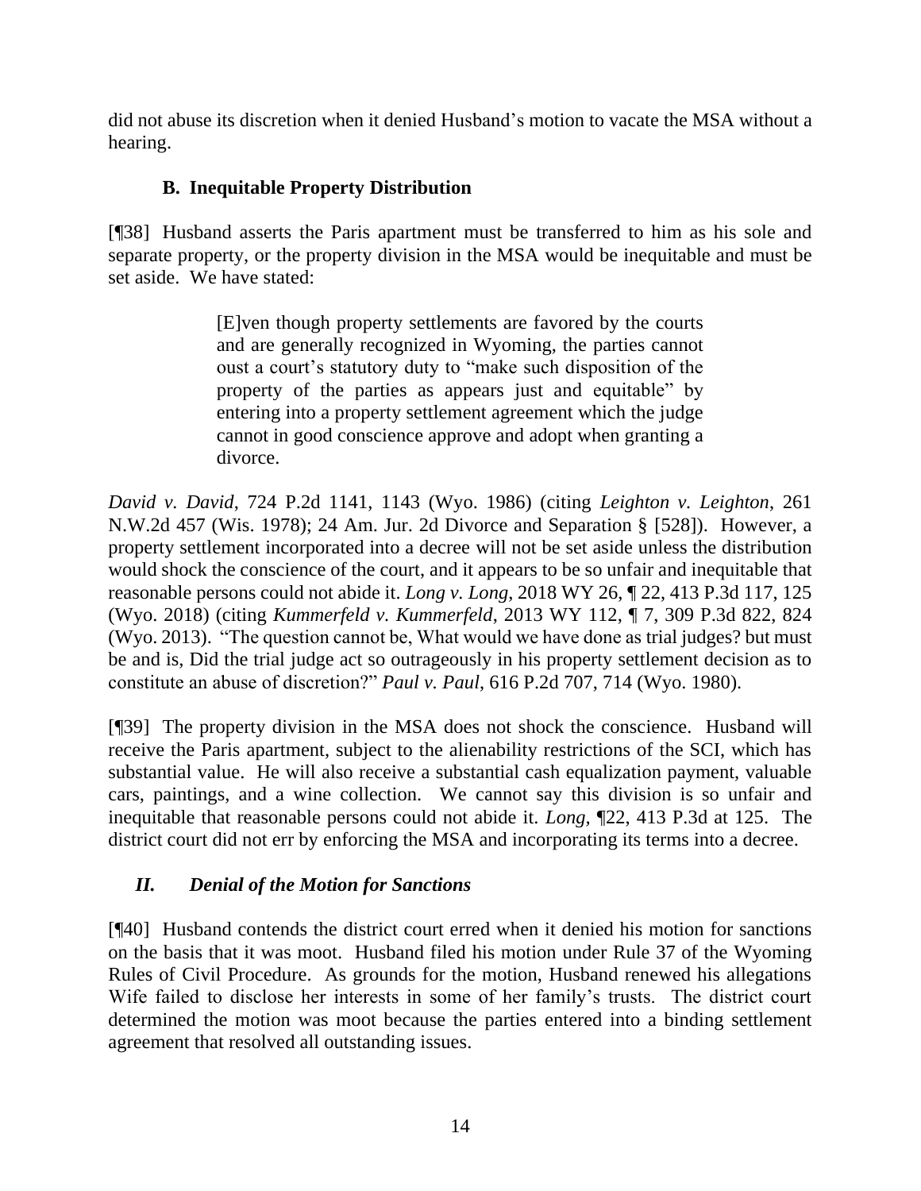did not abuse its discretion when it denied Husband's motion to vacate the MSA without a hearing.

### B. Inequitable Property Distribution

[¶38] Husband asserts the Paris apartment must be transferred to him as his sole and separate property, or the property division in the MSA would be inequitable and must be set aside. We have stated:

> [E]ven though property settlements are favored by the courts and are generally recognized in Wyoming, the parties cannot oust a court's statutory duty to "make such disposition of the property of the parties as appears just and equitable" by entering into a property settlement agreement which the judge cannot in good conscience approve and adopt when granting a divorce.

*David v. David*, 724 P.2d 1141, 1143 (Wyo. 1986) (citing *Leighton v. Leighton*, 261 N.W.2d 457 (Wis. 1978); 24 Am. Jur. 2d Divorce and Separation § [528]). However, a property settlement incorporated into a decree will not be set aside unless the distribution would shock the conscience of the court, and it appears to be so unfair and inequitable that reasonable persons could not abide it. *Long v. Long*, 2018 WY 26, ¶ 22, 413 P.3d 117, 125 (Wyo. 2018) (citing *Kummerfeld v. Kummerfeld*, 2013 WY 112, ¶ 7, 309 P.3d 822, 824 (Wyo. 2013). "The question cannot be, What would we have done as trial judges? but must be and is, Did the trial judge act so outrageously in his property settlement decision as to constitute an abuse of discretion?" *Paul v. Paul*, 616 P.2d 707, 714 (Wyo. 1980).

[¶39] The property division in the MSA does not shock the conscience. Husband will receive the Paris apartment, subject to the alienability restrictions of the SCI, which has substantial value. He will also receive a substantial cash equalization payment, valuable cars, paintings, and a wine collection. We cannot say this division is so unfair and inequitable that reasonable persons could not abide it. *Long*, ¶22, 413 P.3d at 125. The district court did not err by enforcing the MSA and incorporating its terms into a decree.

## *II. Denial of the Motion for Sanctions*

[¶40] Husband contends the district court erred when it denied his motion for sanctions on the basis that it was moot. Husband filed his motion under Rule 37 of the Wyoming Rules of Civil Procedure. As grounds for the motion, Husband renewed his allegations Wife failed to disclose her interests in some of her family's trusts. The district court determined the motion was moot because the parties entered into a binding settlement agreement that resolved all outstanding issues.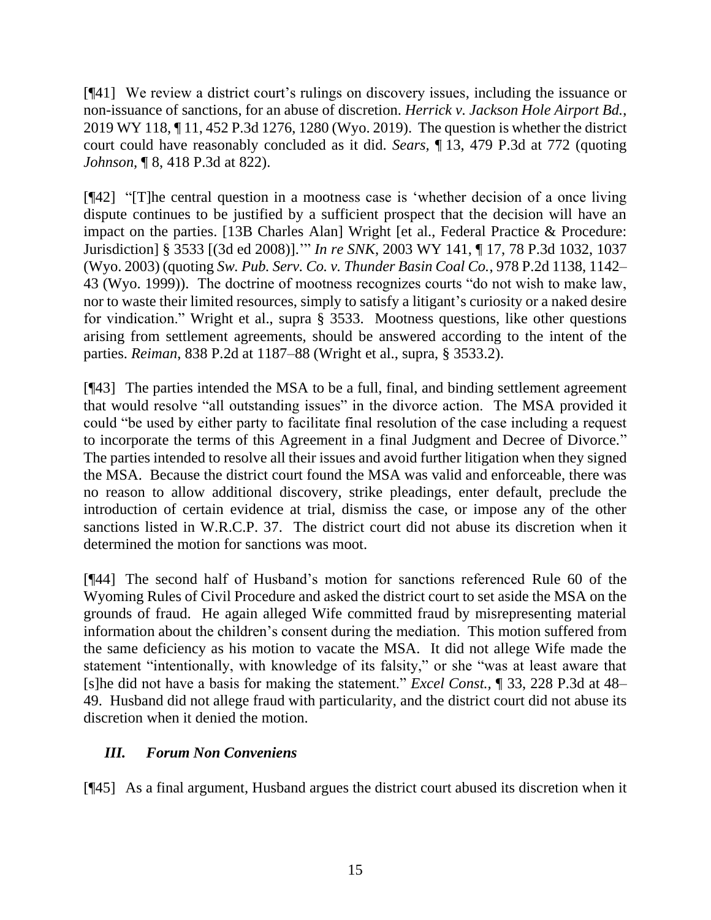[¶41] We review a district court's rulings on discovery issues, including the issuance or non-issuance of sanctions, for an abuse of discretion. *Herrick v. Jackson Hole Airport Bd.*, 2019 WY 118, ¶ 11, 452 P.3d 1276, 1280 (Wyo. 2019). The question is whether the district court could have reasonably concluded as it did. *Sears*, ¶ 13, 479 P.3d at 772 (quoting *Johnson*, ¶ 8, 418 P.3d at 822).

[¶42] "[T]he central question in a mootness case is 'whether decision of a once living dispute continues to be justified by a sufficient prospect that the decision will have an impact on the parties. [13B Charles Alan] Wright [et al., Federal Practice & Procedure: Jurisdiction] § 3533 [(3d ed 2008)].'" *In re SNK*, 2003 WY 141, ¶ 17, 78 P.3d 1032, 1037 (Wyo. 2003) (quoting *Sw. Pub. Serv. Co. v. Thunder Basin Coal Co.*, 978 P.2d 1138, 1142–43 (Wyo. 1999)). The doctrine of mootness recognizes courts "do not wish to make law, nor to waste their limited resources, simply to satisfy a litigant's curiosity or a naked desire for vindication." Wright et al., supra § 3533. Mootness questions, like other questions arising from settlement agreements, should be answered according to the intent of the parties. *Reiman*, 838 P.2d at 1187–88 (Wright et al., supra, § 3533.2).

[¶43] The parties intended the MSA to be a full, final, and binding settlement agreement that would resolve "all outstanding issues" in the divorce action. The MSA provided it could "be used by either party to facilitate final resolution of the case including a request to incorporate the terms of this Agreement in a final Judgment and Decree of Divorce." The parties intended to resolve all their issues and avoid further litigation when they signed the MSA. Because the district court found the MSA was valid and enforceable, there was no reason to allow additional discovery, strike pleadings, enter default, preclude the introduction of certain evidence at trial, dismiss the case, or impose any of the other sanctions listed in W.R.C.P. 37. The district court did not abuse its discretion when it determined the motion for sanctions was moot.

[¶44] The second half of Husband's motion for sanctions referenced Rule 60 of the Wyoming Rules of Civil Procedure and asked the district court to set aside the MSA on the grounds of fraud. He again alleged Wife committed fraud by misrepresenting material information about the children's consent during the mediation. This motion suffered from the same deficiency as his motion to vacate the MSA. It did not allege Wife made the statement "intentionally, with knowledge of its falsity," or she "was at least aware that [s]he did not have a basis for making the statement." *Excel Const.*, ¶ 33, 228 P.3d at 48–49. Husband did not allege fraud with particularity, and the district court did not abuse its discretion when it denied the motion.

### *III. Forum Non Conveniens*

[¶45] As a final argument, Husband argues the district court abused its discretion when it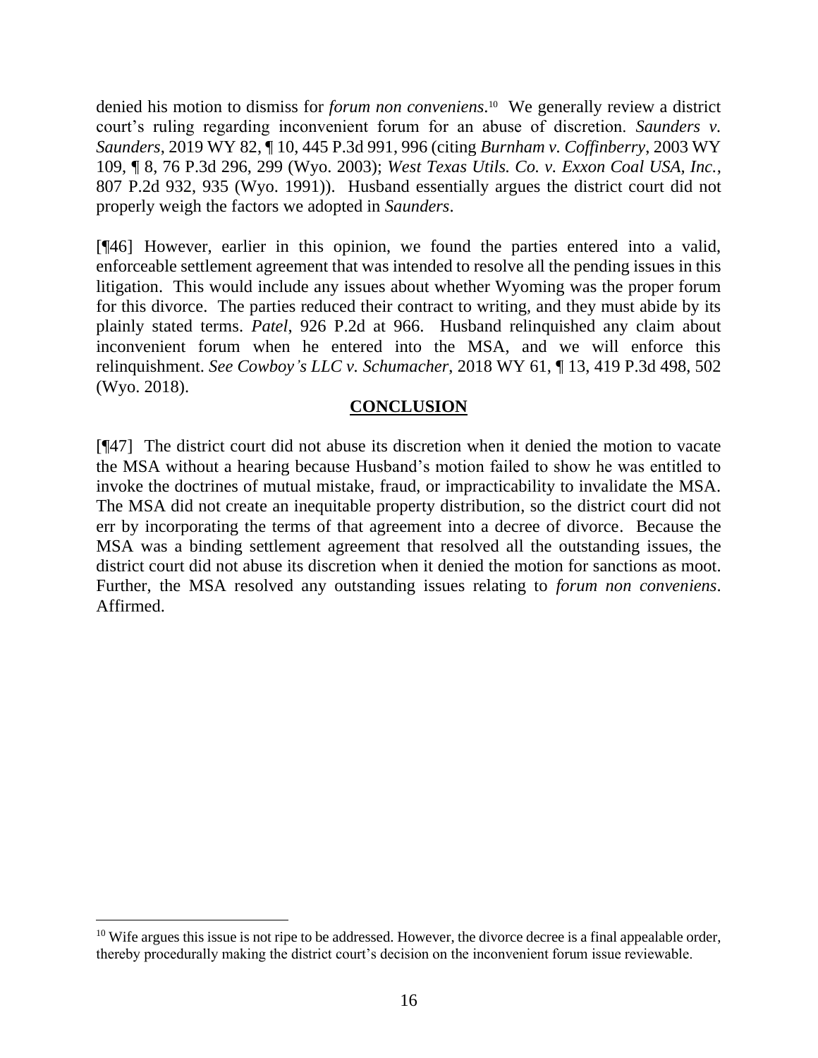denied his motion to dismiss for *forum non conveniens*.[10] We generally review a district court's ruling regarding inconvenient forum for an abuse of discretion. *Saunders v. Saunders*, 2019 WY 82, ¶ 10, 445 P.3d 991, 996 (citing *Burnham v. Coffinberry*, 2003 WY 109, ¶ 8, 76 P.3d 296, 299 (Wyo. 2003); *West Texas Utils. Co. v. Exxon Coal USA, Inc.*, 807 P.2d 932, 935 (Wyo. 1991)). Husband essentially argues the district court did not properly weigh the factors we adopted in *Saunders*.

[¶46] However, earlier in this opinion, we found the parties entered into a valid, enforceable settlement agreement that was intended to resolve all the pending issues in this litigation. This would include any issues about whether Wyoming was the proper forum for this divorce. The parties reduced their contract to writing, and they must abide by its plainly stated terms. *Patel*, 926 P.2d at 966. Husband relinquished any claim about inconvenient forum when he entered into the MSA, and we will enforce this relinquishment. *See Cowboy's LLC v. Schumacher*, 2018 WY 61, ¶ 13, 419 P.3d 498, 502 (Wyo. 2018).

## CONCLUSION

[¶47] The district court did not abuse its discretion when it denied the motion to vacate the MSA without a hearing because Husband's motion failed to show he was entitled to invoke the doctrines of mutual mistake, fraud, or impracticability to invalidate the MSA. The MSA did not create an inequitable property distribution, so the district court did not err by incorporating the terms of that agreement into a decree of divorce. Because the MSA was a binding settlement agreement that resolved all the outstanding issues, the district court did not abuse its discretion when it denied the motion for sanctions as moot. Further, the MSA resolved any outstanding issues relating to *forum non conveniens*. Affirmed.

---

[10] Wife argues this issue is not ripe to be addressed. However, the divorce decree is a final appealable order, thereby procedurally making the district court's decision on the inconvenient forum issue reviewable.